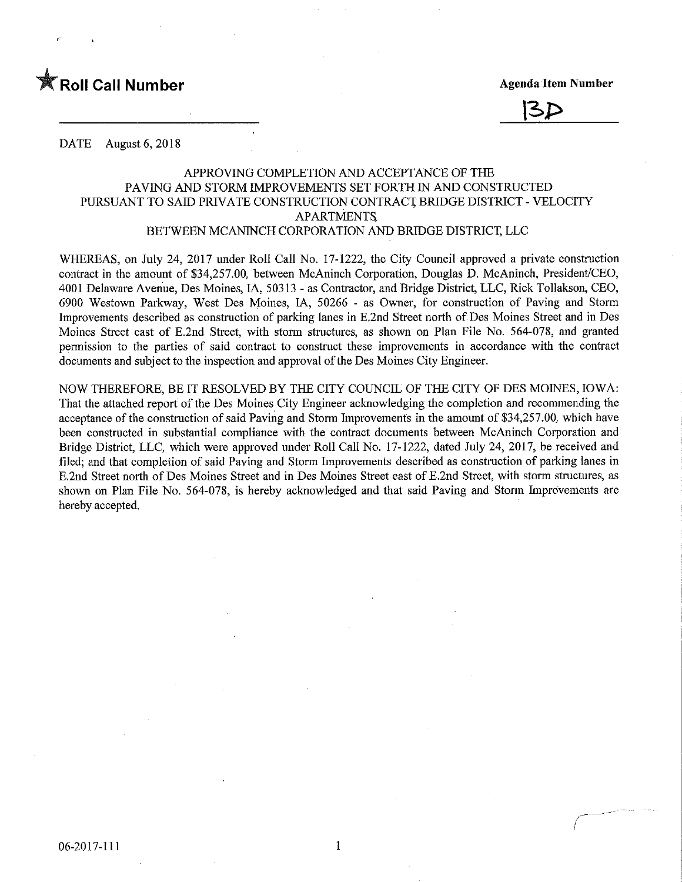★ **Roll Call Number**

**Agenda Item Number**

13D

DATE August 6, 2018

APPROVING COMPLETION AND ACCEPTANCE OF THE PAVING AND STORM IMPROVEMENTS SET FORTH IN AND CONSTRUCTED PURSUANT TO SAID PRIVATE CONSTRUCTION CONTRACT, BRIDGE DISTRICT - VELOCITY APARTMENTS, BETWEEN MCANINCH CORPORATION AND BRIDGE DISTRICT, LLC

WHEREAS, on July 24, 2017 under Roll Call No. 17-1222, the City Council approved a private construction contract in the amount of $34,257.00, between McAninch Corporation, Douglas D. McAninch, President/CEO, 4001 Delaware Avenue, Des Moines, IA, 50313 - as Contractor, and Bridge District, LLC, Rick Tollakson, CEO, 6900 Westown Parkway, West Des Moines, IA, 50266 - as Owner, for construction of Paving and Storm Improvements described as construction of parking lanes in E.2nd Street north of Des Moines Street and in Des Moines Street east of E.2nd Street, with storm structures, as shown on Plan File No. 564-078, and granted permission to the parties of said contract to construct these improvements in accordance with the contract documents and subject to the inspection and approval of the Des Moines City Engineer.

NOW THEREFORE, BE IT RESOLVED BY THE CITY COUNCIL OF THE CITY OF DES MOINES, IOWA: That the attached report of the Des Moines City Engineer acknowledging the completion and recommending the acceptance of the construction of said Paving and Storm Improvements in the amount of $34,257.00, which have been constructed in substantial compliance with the contract documents between McAninch Corporation and Bridge District, LLC, which were approved under Roll Call No. 17-1222, dated July 24, 2017, be received and filed; and that completion of said Paving and Storm Improvements described as construction of parking lanes in E.2nd Street north of Des Moines Street and in Des Moines Street east of E.2nd Street, with storm structures, as shown on Plan File No. 564-078, is hereby acknowledged and that said Paving and Storm Improvements are hereby accepted.

06-2017-111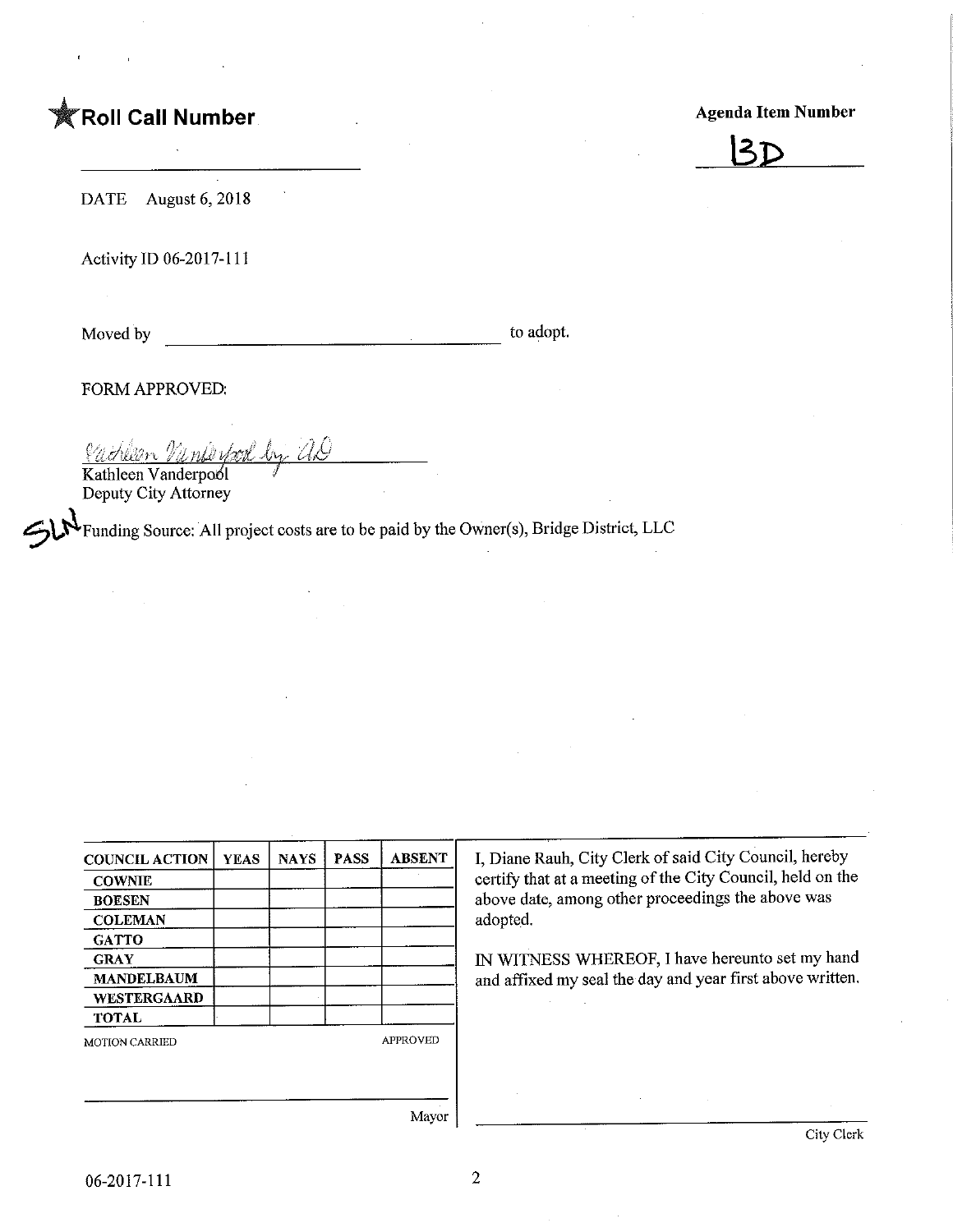★**Roll Call Number**

**Agenda Item Number**

13D

DATE August 6, 2018

Activity ID 06-2017-111

Moved by ______________________ to adopt.

FORM APPROVED:

Kathleen Vanderpool by AD

Kathleen Vanderpool
Deputy City Attorney

SLN Funding Source: All project costs are to be paid by the Owner(s), Bridge District, LLC

| COUNCIL ACTION | YEAS | NAYS | PASS | ABSENT |
|---|---|---|---|---|
| COWNIE | | | | |
| BOESEN | | | | |
| COLEMAN | | | | |
| GATTO | | | | |
| GRAY | | | | |
| MANDELBAUM | | | | |
| WESTERGAARD | | | | |
| TOTAL | | | | |

MOTION CARRIED APPROVED

______________________
Mayor

I, Diane Rauh, City Clerk of said City Council, hereby certify that at a meeting of the City Council, held on the above date, among other proceedings the above was adopted.

IN WITNESS WHEREOF, I have hereunto set my hand and affixed my seal the day and year first above written.

______________________
City Clerk

06-2017-111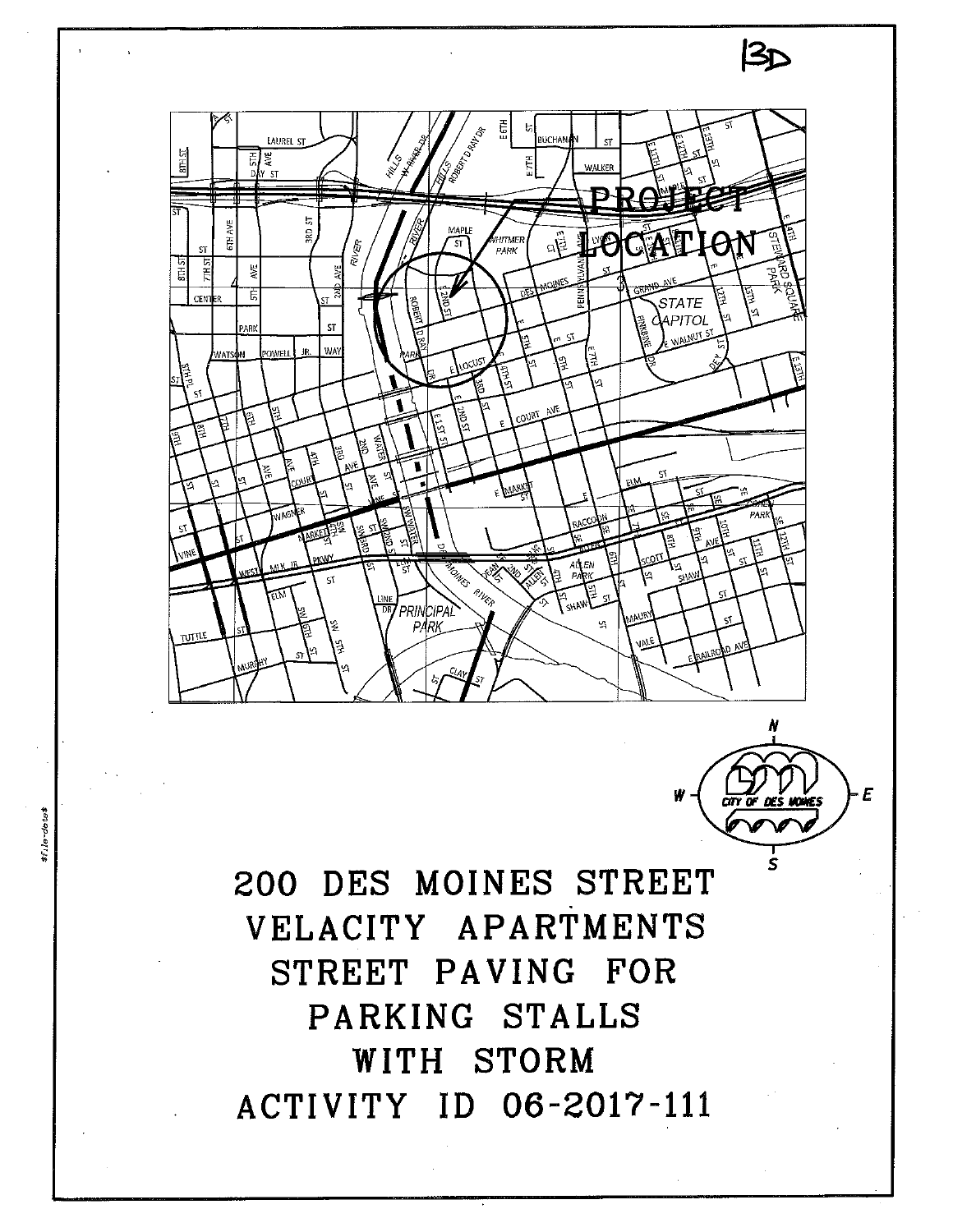13D

PROJECT LOCATION

# 200 DES MOINES STREET VELACITY APARTMENTS STREET PAVING FOR PARKING STALLS WITH STORM ACTIVITY ID 06-2017-111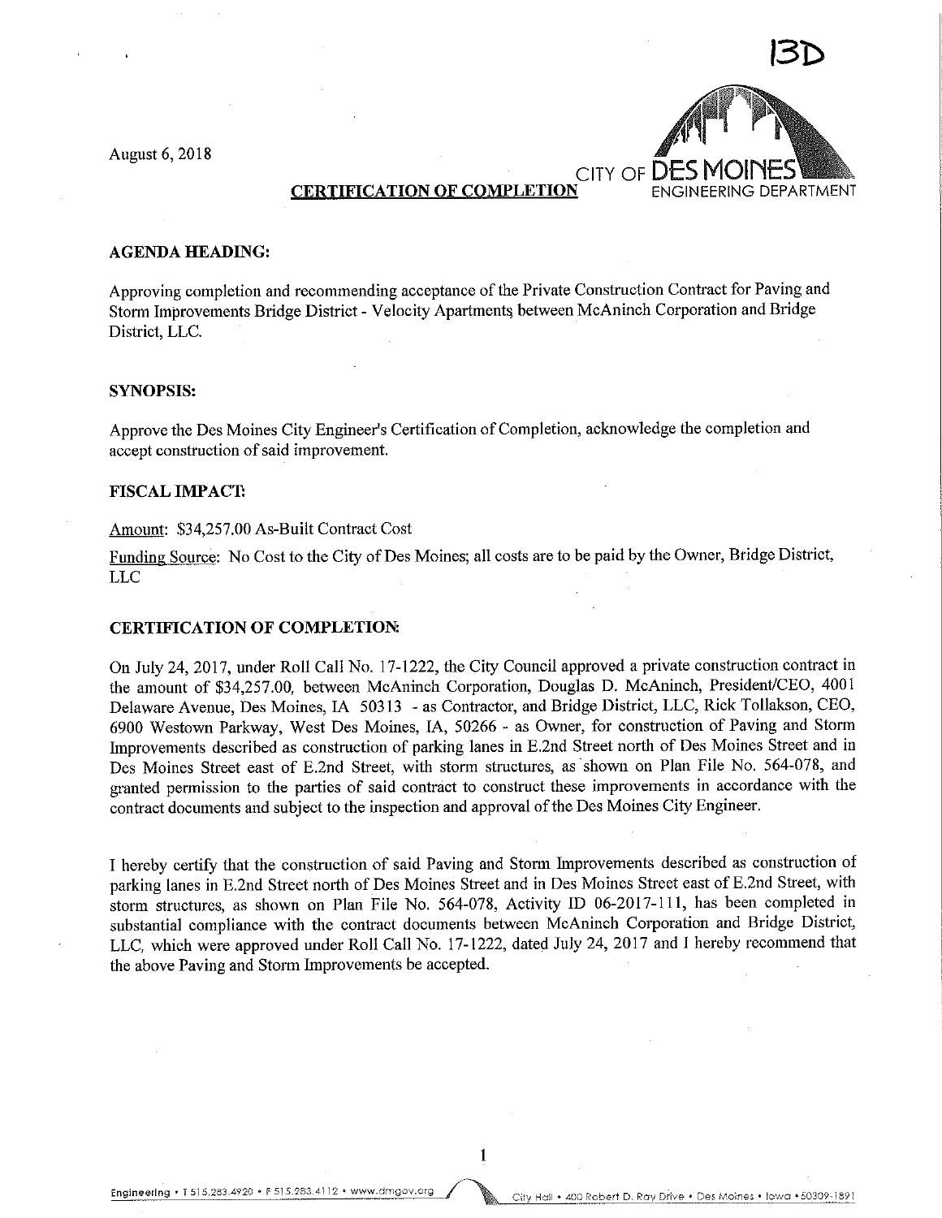13D

August 6, 2018

CITY OF DES MOINES
ENGINEERING DEPARTMENT

**CERTIFICATION OF COMPLETION**

**AGENDA HEADING:**

Approving completion and recommending acceptance of the Private Construction Contract for Paving and Storm Improvements Bridge District - Velocity Apartments between McAninch Corporation and Bridge District, LLC.

**SYNOPSIS:**

Approve the Des Moines City Engineer's Certification of Completion, acknowledge the completion and accept construction of said improvement.

**FISCAL IMPACT:**

Amount: $34,257.00 As-Built Contract Cost

Funding Source: No Cost to the City of Des Moines; all costs are to be paid by the Owner, Bridge District, LLC

**CERTIFICATION OF COMPLETION:**

On July 24, 2017, under Roll Call No. 17-1222, the City Council approved a private construction contract in the amount of $34,257.00, between McAninch Corporation, Douglas D. McAninch, President/CEO, 4001 Delaware Avenue, Des Moines, IA 50313 - as Contractor, and Bridge District, LLC, Rick Tollakson, CEO, 6900 Westown Parkway, West Des Moines, IA, 50266 - as Owner, for construction of Paving and Storm Improvements described as construction of parking lanes in E.2nd Street north of Des Moines Street and in Des Moines Street east of E.2nd Street, with storm structures, as shown on Plan File No. 564-078, and granted permission to the parties of said contract to construct these improvements in accordance with the contract documents and subject to the inspection and approval of the Des Moines City Engineer.

I hereby certify that the construction of said Paving and Storm Improvements described as construction of parking lanes in E.2nd Street north of Des Moines Street and in Des Moines Street east of E.2nd Street, with storm structures, as shown on Plan File No. 564-078, Activity ID 06-2017-111, has been completed in substantial compliance with the contract documents between McAninch Corporation and Bridge District, LLC, which were approved under Roll Call No. 17-1222, dated July 24, 2017 and I hereby recommend that the above Paving and Storm Improvements be accepted.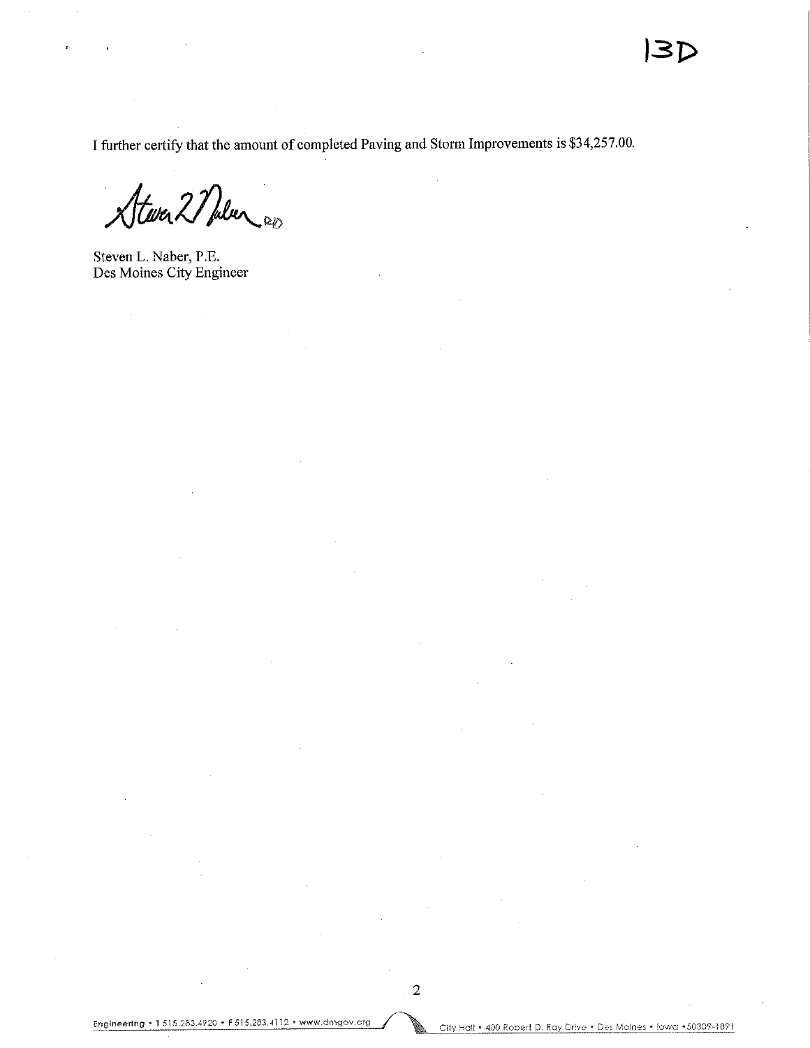13D

I further certify that the amount of completed Paving and Storm Improvements is $34,257.00.

Steven L. Naber, P.E.
Des Moines City Engineer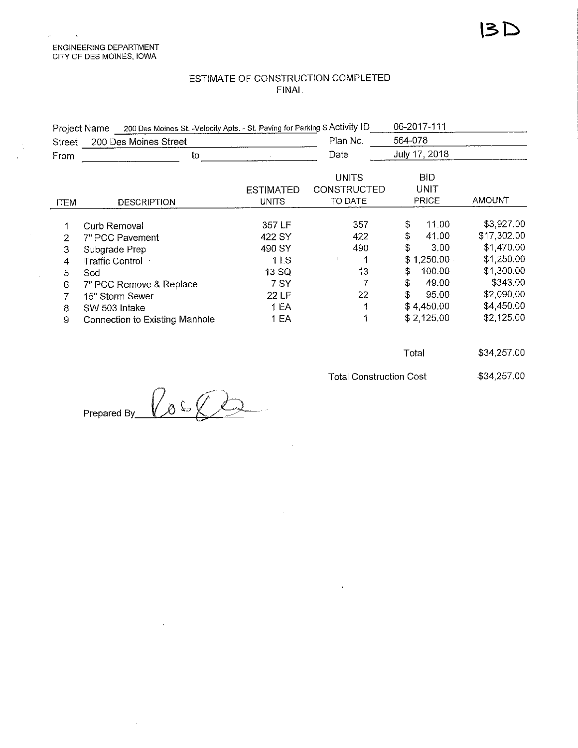13D

ENGINEERING DEPARTMENT
CITY OF DES MOINES, IOWA

# ESTIMATE OF CONSTRUCTION COMPLETED
## FINAL

Project Name 200 Des Moines St. -Velocity Apts. - St. Paving for Parking S Activity ID 06-2017-111
Street 200 Des Moines Street Plan No. 564-078
From ______ to ______ Date July 17, 2018

| ITEM | DESCRIPTION | ESTIMATED UNITS | UNITS CONSTRUCTED TO DATE | BID UNIT PRICE | AMOUNT |
|---|---|---|---|---|---|
| 1 | Curb Removal | 357 LF | 357 | $ 11.00 | $3,927.00 |
| 2 | 7" PCC Pavement | 422 SY | 422 | $ 41.00 | $17,302.00 |
| 3 | Subgrade Prep | 490 SY | 490 | $ 3.00 | $1,470.00 |
| 4 | Traffic Control | 1 LS | 1 | $ 1,250.00 | $1,250.00 |
| 5 | Sod | 13 SQ | 13 | $ 100.00 | $1,300.00 |
| 6 | 7" PCC Remove & Replace | 7 SY | 7 | $ 49.00 | $343.00 |
| 7 | 15" Storm Sewer | 22 LF | 22 | $ 95.00 | $2,090.00 |
| 8 | SW 503 Intake | 1 EA | 1 | $ 4,450.00 | $4,450.00 |
| 9 | Connection to Existing Manhole | 1 EA | 1 | $ 2,125.00 | $2,125.00 |

Total $34,257.00

Total Construction Cost $34,257.00

Prepared By ______